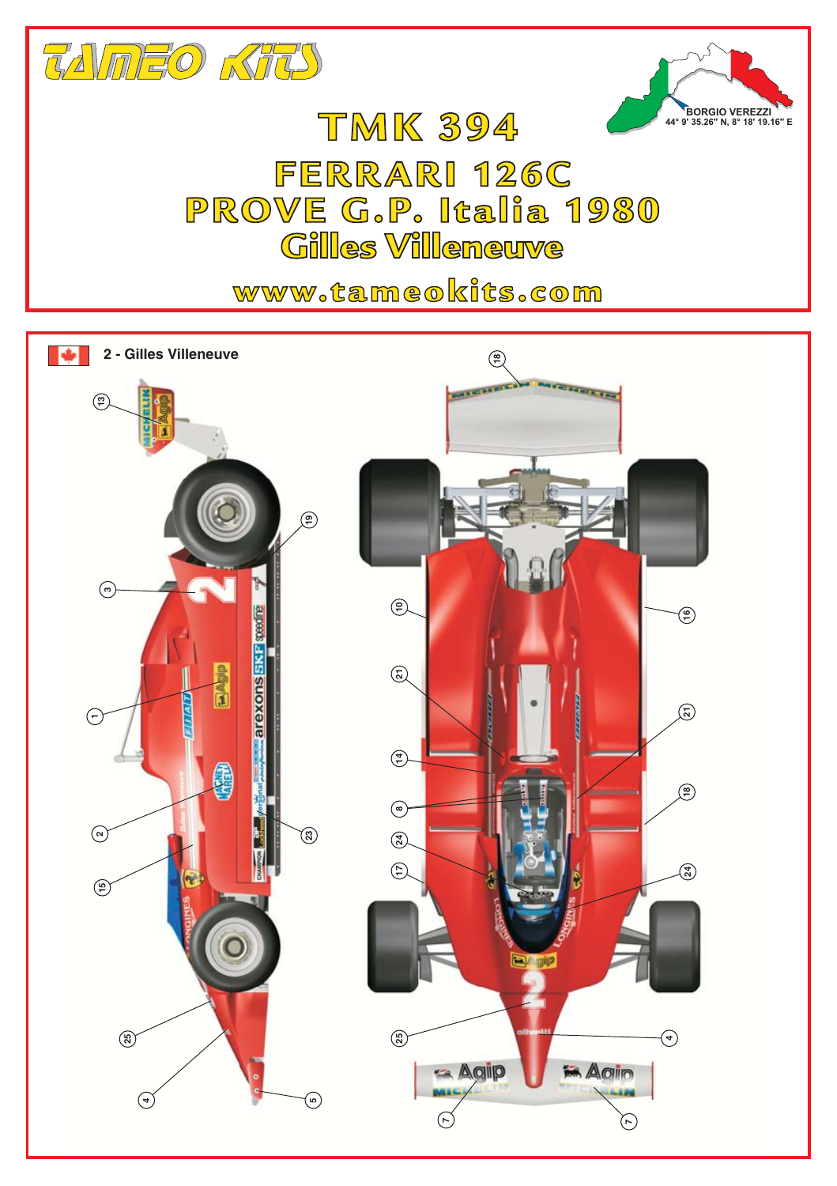# TAMEO KITS

BORGIO VEREZZI
44° 9' 35.26" N, 8° 18' 19.16" E

## TMK 394

## FERRARI 126C
## PROVE G.P. Italia 1980
## Gilles Villeneuve

www.tameokits.com

2 - Gilles Villeneuve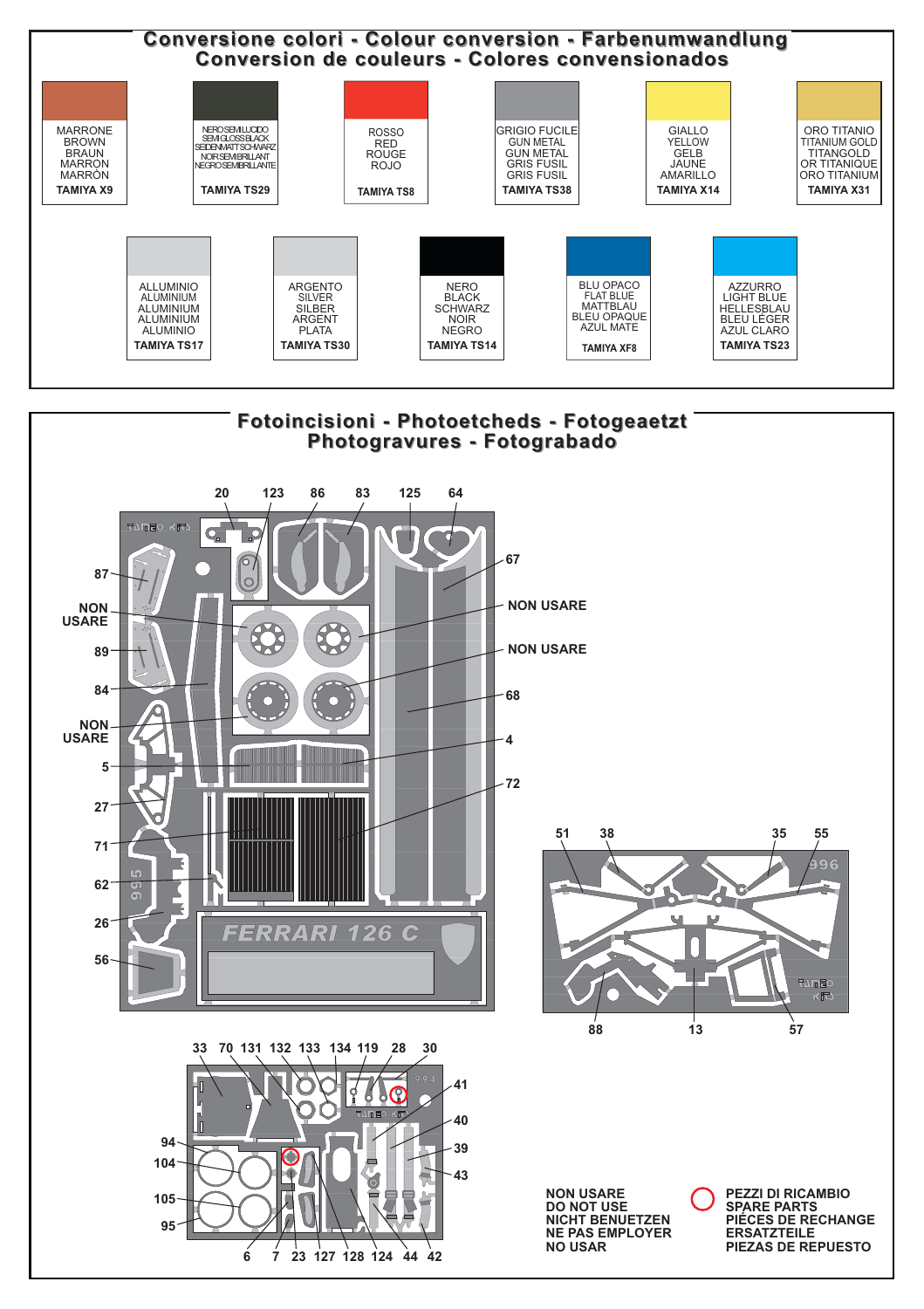# Conversione colori - Colour conversion - Farbenumwandlung
# Conversion de couleurs - Colores convensionados

| Colore | Tamiya |
|---|---|
| MARRONE / BROWN / BRAUN / MARRON / MARRÓN | TAMIYA X9 |
| NERO SEMILUCIDO / SEMI GLOSS BLACK / SEIDENMATT SCHWARZ / NOIR SEMI BRILLANT / NEGRO SEMI BRILLANTE | TAMIYA TS29 |
| ROSSO / RED / ROUGE / ROJO | TAMIYA TS8 |
| GRIGIO FUCILE / GUN METAL / GUN METAL / GRIS FUSIL / GRIS FUSIL | TAMIYA TS38 |
| GIALLO / YELLOW / GELB / JAUNE / AMARILLO | TAMIYA X14 |
| ORO TITANIO / TITANIUM GOLD / TITANGOLD / OR TITANIQUE / ORO TITANIUM | TAMIYA X31 |
| ALLUMINIO / ALUMINIUM / ALUMINIUM / ALUMINIUM / ALUMINIO | TAMIYA TS17 |
| ARGENTO / SILVER / SILBER / ARGENT / PLATA | TAMIYA TS30 |
| NERO / BLACK / SCHWARZ / NOIR / NEGRO | TAMIYA TS14 |
| BLU OPACO / FLAT BLUE / MATTBLAU / BLEU OPAQUE / AZUL MATE | TAMIYA XF8 |
| AZZURRO / LIGHT BLUE / HELLESBLAU / BLEU LÉGER / AZUL CLARO | TAMIYA TS23 |

# Fotoincisioni - Photoetcheds - Fotogeaetzt
# Photogravures - Fotograbado

20, 123, 86, 83, 125, 64, 67, 87, NON USARE, 89, 84, NON USARE, 5, 27, 71, 62, 26, 56, NON USARE, NON USARE, 68, 4, 72

FERRARI 126 C

51, 38, 35, 55, 88, 13, 57

33, 70, 131, 132, 133, 134, 119, 28, 30, 41, 40, 39, 43, 94, 104, 105, 95, 6, 7, 23, 127, 128, 124, 44, 42

NON USARE
DO NOT USE
NICHT BENUETZEN
NE PAS EMPLOYER
NO USAR

PEZZI DI RICAMBIO
SPARE PARTS
PIÉCES DE RECHANGE
ERSATZTEILE
PIEZAS DE REPUESTO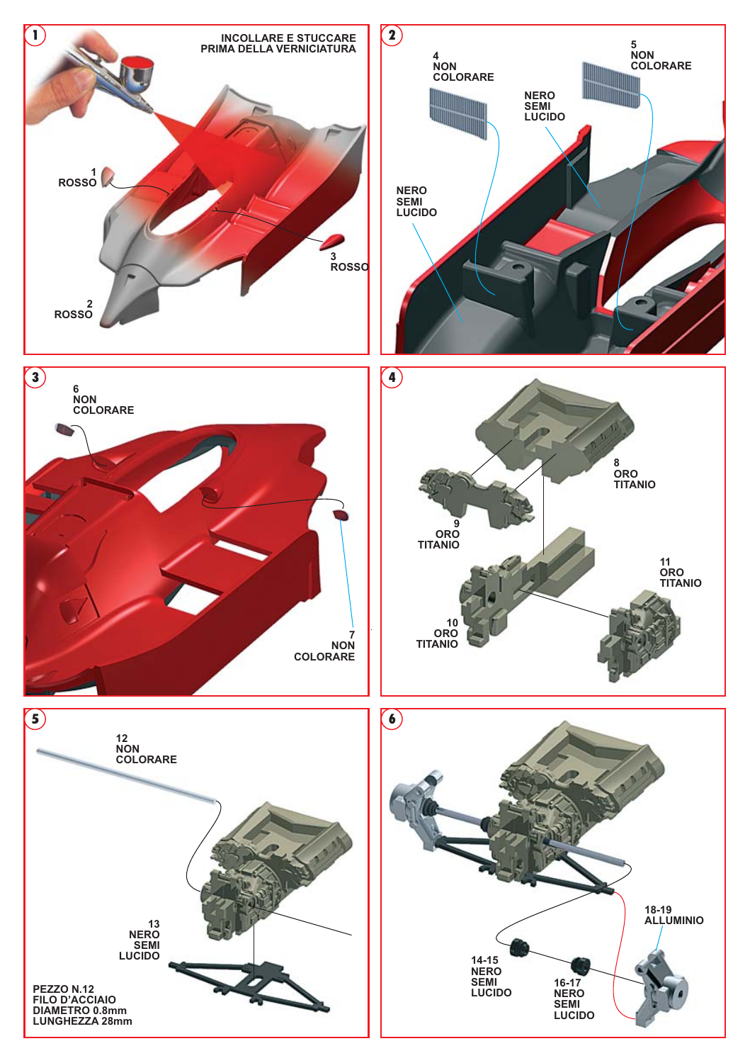## 1

INCOLLARE E STUCCARE PRIMA DELLA VERNICIATURA

1 ROSSO

3 ROSSO

2 ROSSO

## 2

4 NON COLORARE

5 NON COLORARE

NERO SEMI LUCIDO

NERO SEMI LUCIDO

## 3

6 NON COLORARE

7 NON COLORARE

## 4

8 ORO TITANIO

9 ORO TITANIO

10 ORO TITANIO

11 ORO TITANIO

## 5

12 NON COLORARE

13 NERO SEMI LUCIDO

PEZZO N.12
FILO D'ACCIAIO
DIAMETRO 0.8mm
LUNGHEZZA 28mm

## 6

18-19 ALLUMINIO

14-15 NERO SEMI LUCIDO

16-17 NERO SEMI LUCIDO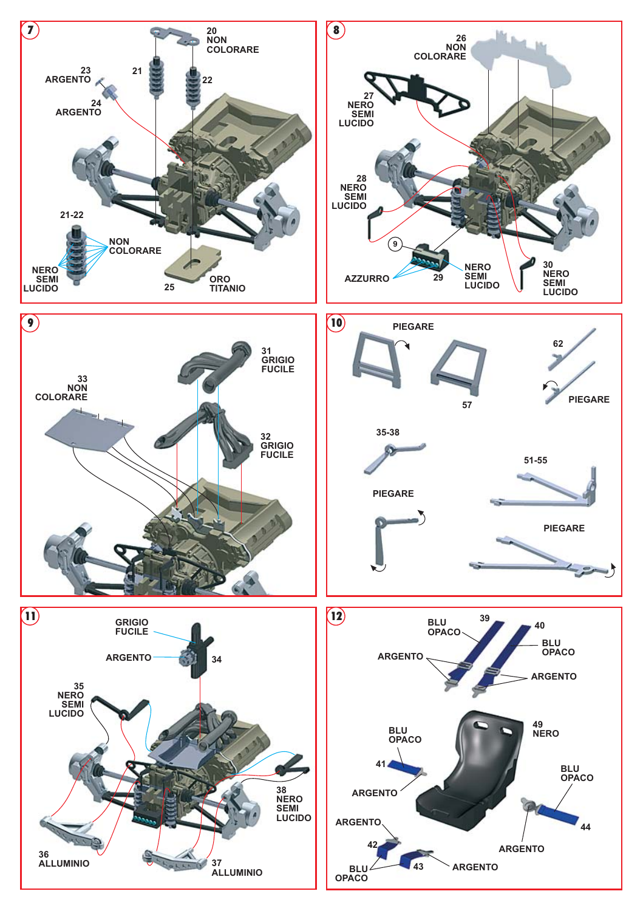## 7

20
NON
COLORARE

23
ARGENTO

21

22

24
ARGENTO

21-22

NON
COLORARE

NERO
SEMI
LUCIDO

25

ORO
TITANIO

## 8

26
NON
COLORARE

27
NERO
SEMI
LUCIDO

28
NERO
SEMI
LUCIDO

9

AZZURRO

29

NERO
SEMI
LUCIDO

30
NERO
SEMI
LUCIDO

## 9

31
GRIGIO
FUCILE

33
NON
COLORARE

32
GRIGIO
FUCILE

## 10

PIEGARE

57

62

PIEGARE

35-38

PIEGARE

51-55

PIEGARE

## 11

GRIGIO
FUCILE

ARGENTO

34

35
NERO
SEMI
LUCIDO

38
NERO
SEMI
LUCIDO

36
ALLUMINIO

37
ALLUMINIO

## 12

BLU
OPACO

39

40

BLU
OPACO

ARGENTO

ARGENTO

BLU
OPACO

49
NERO

41

ARGENTO

BLU
OPACO

44

ARGENTO

42

BLU
OPACO

43

ARGENTO

ARGENTO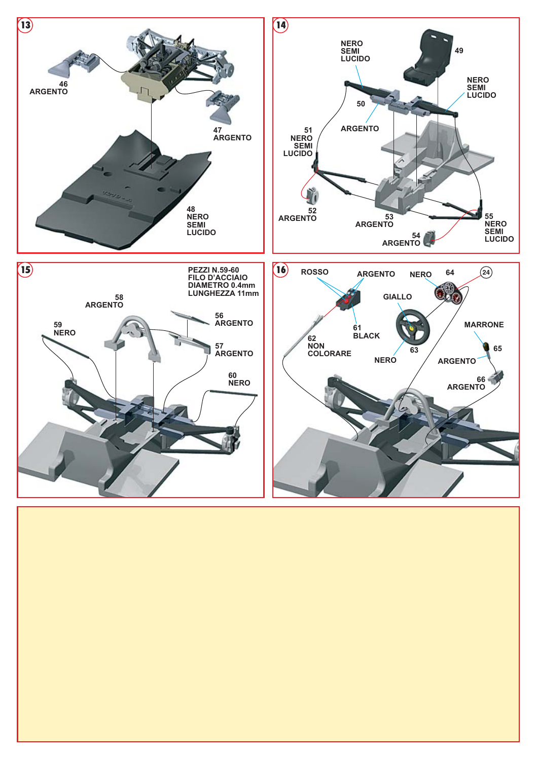## 13

46
ARGENTO

47
ARGENTO

48
NERO
SEMI
LUCIDO

## 14

NERO
SEMI
LUCIDO

49

NERO
SEMI
LUCIDO

50

ARGENTO

51
NERO
SEMI
LUCIDO

52
ARGENTO

53
ARGENTO

54
ARGENTO

55
NERO
SEMI
LUCIDO

## 15

PEZZI N.59-60
FILO D'ACCIAIO
DIAMETRO 0.4mm
LUNGHEZZA 11mm

58
ARGENTO

56
ARGENTO

59
NERO

57
ARGENTO

60
NERO

## 16

ROSSO

ARGENTO

NERO

64

24

GIALLO

61
BLACK

62
NON
COLORARE

MARRONE

63

65

NERO

ARGENTO

66
ARGENTO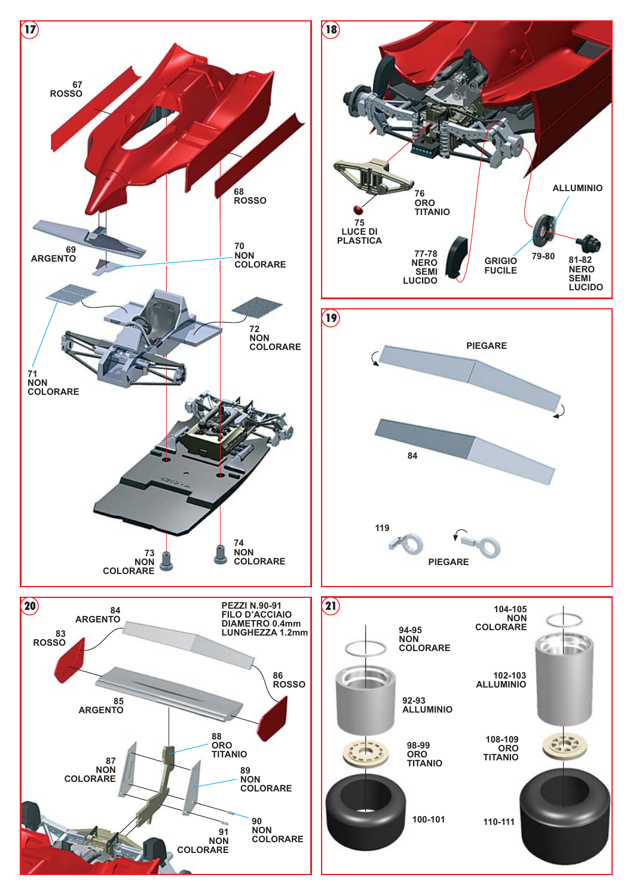## 17

67
ROSSO

68
ROSSO

69
ARGENTO

70
NON
COLORARE

71
NON
COLORARE

72
NON
COLORARE

73
NON
COLORARE

74
NON
COLORARE

## 18

75
LUCE DI
PLASTICA

76
ORO
TITANIO

77-78
NERO
SEMI
LUCIDO

ALLUMINIO

GRIGIO
FUCILE

79-80

81-82
NERO
SEMI
LUCIDO

## 19

PIEGARE

84

119

PIEGARE

## 20

PEZZI N.90-91
FILO D'ACCIAIO
DIAMETRO 0.4mm
LUNGHEZZA 1.2mm

84
ARGENTO

83
ROSSO

86
ROSSO

85
ARGENTO

88
ORO
TITANIO

87
NON
COLORARE

89
NON
COLORARE

90
NON
COLORARE

91
NON
COLORARE

## 21

94-95
NON
COLORARE

92-93
ALLUMINIO

98-99
ORO
TITANIO

100-101

104-105
NON
COLORARE

102-103
ALLUMINIO

108-109
ORO
TITANIO

110-111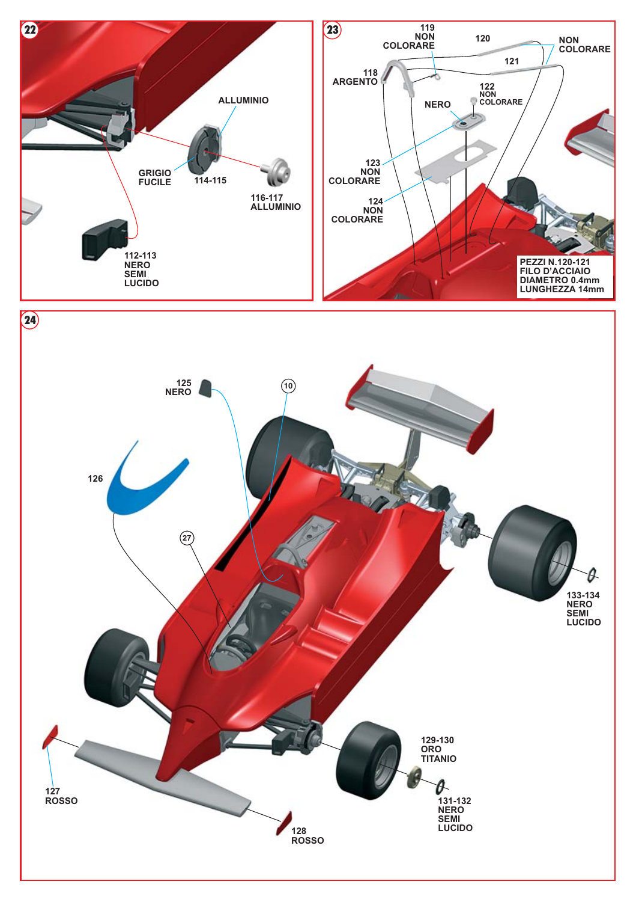## 22

ALLUMINIO

GRIGIO FUCILE

114-115

116-117 ALLUMINIO

112-113 NERO SEMI LUCIDO

## 23

119 NON COLORARE

120

NON COLORARE

121

118 ARGENTO

122 NON COLORARE

NERO

123 NON COLORARE

124 NON COLORARE

PEZZI N.120-121 FILO D'ACCIAIO DIAMETRO 0.4mm LUNGHEZZA 14mm

## 24

125 NERO

10

126

27

133-134 NERO SEMI LUCIDO

129-130 ORO TITANIO

131-132 NERO SEMI LUCIDO

127 ROSSO

128 ROSSO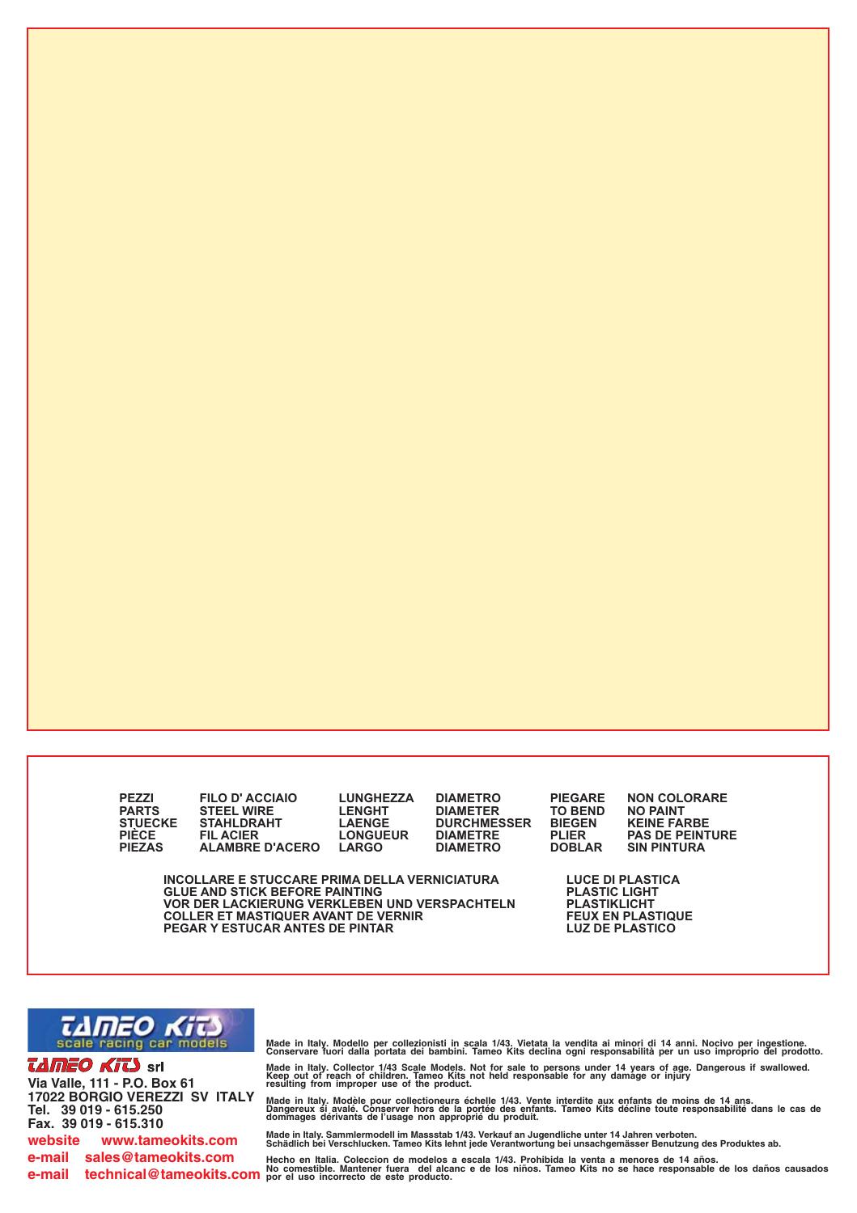| | | | | | |
|---|---|---|---|---|---|
| PEZZI | FILO D' ACCIAIO | LUNGHEZZA | DIAMETRO | PIEGARE | NON COLORARE |
| PARTS | STEEL WIRE | LENGHT | DIAMETER | TO BEND | NO PAINT |
| STUECKE | STAHLDRAHT | LAENGE | DURCHMESSER | BIEGEN | KEINE FARBE |
| PIÈCE | FIL ACIER | LONGUEUR | DIAMETRE | PLIER | PAS DE PEINTURE |
| PIEZAS | ALAMBRE D'ACERO | LARGO | DIAMETRO | DOBLAR | SIN PINTURA |

INCOLLARE E STUCCARE PRIMA DELLA VERNICIATURA
GLUE AND STICK BEFORE PAINTING
VOR DER LACKIERUNG VERKLEBEN UND VERSPACHTELN
COLLER ET MASTIQUER AVANT DE VERNIR
PEGAR Y ESTUCAR ANTES DE PINTAR

LUCE DI PLASTICA
PLASTIC LIGHT
PLASTIKLICHT
FEUX EN PLASTIQUE
LUZ DE PLASTICO

TAMEO KITS scale racing car models

**TAMEO KITS srl**
Via Valle, 111 - P.O. Box 61
17022 BORGIO VEREZZI SV ITALY
Tel. 39 019 - 615.250
Fax. 39 019 - 615.310
website www.tameokits.com
e-mail sales@tameokits.com
e-mail technical@tameokits.com

Made in Italy. Modello per collezionisti in scala 1/43. Vietata la vendita ai minori di 14 anni. Nocivo per ingestione. Conservare fuori dalla portata dei bambini. Tameo Kits declina ogni responsabilità per un uso improprio del prodotto.

Made in Italy. Collector 1/43 Scale Models. Not for sale to persons under 14 years of age. Dangerous if swallowed. Keep out of reach of children. Tameo Kits not held responsable for any damage or injury resulting from improper use of the product.

Made in Italy. Modèle pour collectioneurs échelle 1/43. Vente interdite aux enfants de moins de 14 ans. Dangereux si avalé. Conserver hors de la portée des enfants. Tameo Kits décline toute responsabilité dans le cas de dommages dérivants de l'usage non approprié du produit.

Made in Italy. Sammlermodell im Massstab 1/43. Verkauf an Jugendliche unter 14 Jahren verboten. Schädlich bei Verschlucken. Tameo Kits lehnt jede Verantwortung bei unsachgemässer Benutzung des Produktes ab.

Hecho en Italia. Coleccion de modelos a escala 1/43. Prohibida la venta a menores de 14 años. No comestible. Mantener fuera del alcanc e de los niños. Tameo Kits no se hace responsable de los daños causados por el uso incorrecto de este producto.